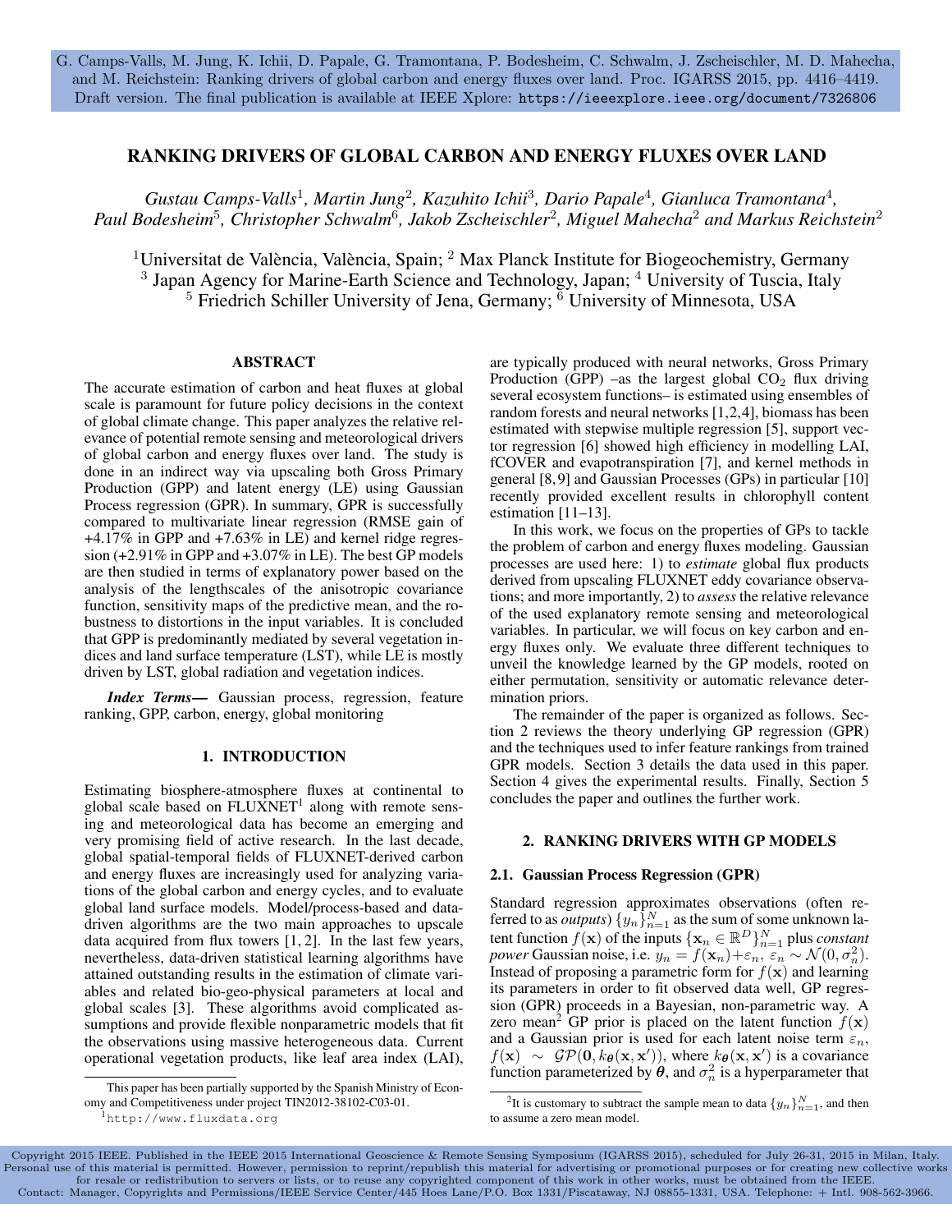G. Camps-Valls, M. Jung, K. Ichii, D. Papale, G. Tramontana, P. Bodesheim, C. Schwalm, J. Zscheischler, M. D. Mahecha, and M. Reichstein: Ranking drivers of global carbon and energy fluxes over land. Proc. IGARSS 2015, pp. 4416–4419. Draft version. The final publication is available at IEEE Xplore: https://ieeexplore.ieee.org/document/7326806

# RANKING DRIVERS OF GLOBAL CARBON AND ENERGY FLUXES OVER LAND

*Gustau Camps-Valls[1], Martin Jung[2], Kazuhito Ichii[3], Dario Papale[4], Gianluca Tramontana[4], Paul Bodesheim[5], Christopher Schwalm[6], Jakob Zscheischler[2], Miguel Mahecha[2] and Markus Reichstein[2]*

[1]Universitat de València, València, Spain; [2] Max Planck Institute for Biogeochemistry, Germany
[3] Japan Agency for Marine-Earth Science and Technology, Japan; [4] University of Tuscia, Italy
[5] Friedrich Schiller University of Jena, Germany; [6] University of Minnesota, USA

## ABSTRACT

The accurate estimation of carbon and heat fluxes at global scale is paramount for future policy decisions in the context of global climate change. This paper analyzes the relative relevance of potential remote sensing and meteorological drivers of global carbon and energy fluxes over land. The study is done in an indirect way via upscaling both Gross Primary Production (GPP) and latent energy (LE) using Gaussian Process regression (GPR). In summary, GPR is successfully compared to multivariate linear regression (RMSE gain of +4.17% in GPP and +7.63% in LE) and kernel ridge regression (+2.91% in GPP and +3.07% in LE). The best GP models are then studied in terms of explanatory power based on the analysis of the lengthscales of the anisotropic covariance function, sensitivity maps of the predictive mean, and the robustness to distortions in the input variables. It is concluded that GPP is predominantly mediated by several vegetation indices and land surface temperature (LST), while LE is mostly driven by LST, global radiation and vegetation indices.

***Index Terms—*** Gaussian process, regression, feature ranking, GPP, carbon, energy, global monitoring

## 1. INTRODUCTION

Estimating biosphere-atmosphere fluxes at continental to global scale based on FLUXNET[1] along with remote sensing and meteorological data has become an emerging and very promising field of active research. In the last decade, global spatial-temporal fields of FLUXNET-derived carbon and energy fluxes are increasingly used for analyzing variations of the global carbon and energy cycles, and to evaluate global land surface models. Model/process-based and data-driven algorithms are the two main approaches to upscale data acquired from flux towers [1, 2]. In the last few years, nevertheless, data-driven statistical learning algorithms have attained outstanding results in the estimation of climate variables and related bio-geo-physical parameters at local and global scales [3]. These algorithms avoid complicated assumptions and provide flexible nonparametric models that fit the observations using massive heterogeneous data. Current operational vegetation products, like leaf area index (LAI), are typically produced with neural networks, Gross Primary Production (GPP) –as the largest global $CO_2$ flux driving several ecosystem functions– is estimated using ensembles of random forests and neural networks [1,2,4], biomass has been estimated with stepwise multiple regression [5], support vector regression [6] showed high efficiency in modelling LAI, fCOVER and evapotranspiration [7], and kernel methods in general [8,9] and Gaussian Processes (GPs) in particular [10] recently provided excellent results in chlorophyll content estimation [11–13].

In this work, we focus on the properties of GPs to tackle the problem of carbon and energy fluxes modeling. Gaussian processes are used here: 1) to *estimate* global flux products derived from upscaling FLUXNET eddy covariance observations; and more importantly, 2) to *assess* the relative relevance of the used explanatory remote sensing and meteorological variables. In particular, we will focus on key carbon and energy fluxes only. We evaluate three different techniques to unveil the knowledge learned by the GP models, rooted on either permutation, sensitivity or automatic relevance determination priors.

The remainder of the paper is organized as follows. Section 2 reviews the theory underlying GP regression (GPR) and the techniques used to infer feature rankings from trained GPR models. Section 3 details the data used in this paper. Section 4 gives the experimental results. Finally, Section 5 concludes the paper and outlines the further work.

## 2. RANKING DRIVERS WITH GP MODELS

### 2.1. Gaussian Process Regression (GPR)

Standard regression approximates observations (often referred to as *outputs*) $\{y_n\}_{n=1}^N$ as the sum of some unknown latent function $f(\mathbf{x})$ of the inputs $\{\mathbf{x}_n \in \mathbb{R}^D\}_{n=1}^N$ plus *constant power* Gaussian noise, i.e. $y_n = f(\mathbf{x}_n)+\varepsilon_n$, $\varepsilon_n \sim \mathcal{N}(0, \sigma_n^2)$. Instead of proposing a parametric form for $f(\mathbf{x})$ and learning its parameters in order to fit observed data well, GP regression (GPR) proceeds in a Bayesian, non-parametric way. A zero mean[2] GP prior is placed on the latent function $f(\mathbf{x})$ and a Gaussian prior is used for each latent noise term $\varepsilon_n$, $f(\mathbf{x}) \sim \mathcal{GP}(\mathbf{0}, k_{\boldsymbol{\theta}}(\mathbf{x}, \mathbf{x}'))$, where $k_{\boldsymbol{\theta}}(\mathbf{x}, \mathbf{x}')$ is a covariance function parameterized by $\boldsymbol{\theta}$, and $\sigma_n^2$ is a hyperparameter that

This paper has been partially supported by the Spanish Ministry of Economy and Competitiveness under project TIN2012-38102-C03-01.

[1] http://www.fluxdata.org

[2] It is customary to subtract the sample mean to data $\{y_n\}_{n=1}^N$, and then to assume a zero mean model.

Copyright 2015 IEEE. Published in the IEEE 2015 International Geoscience & Remote Sensing Symposium (IGARSS 2015), scheduled for July 26-31, 2015 in Milan, Italy. Personal use of this material is permitted. However, permission to reprint/republish this material for advertising or promotional purposes or for creating new collective works for resale or redistribution to servers or lists, or to reuse any copyrighted component of this work in other works, must be obtained from the IEEE. Contact: Manager, Copyrights and Permissions/IEEE Service Center/445 Hoes Lane/P.O. Box 1331/Piscataway, NJ 08855-1331, USA. Telephone: + Intl. 908-562-3966.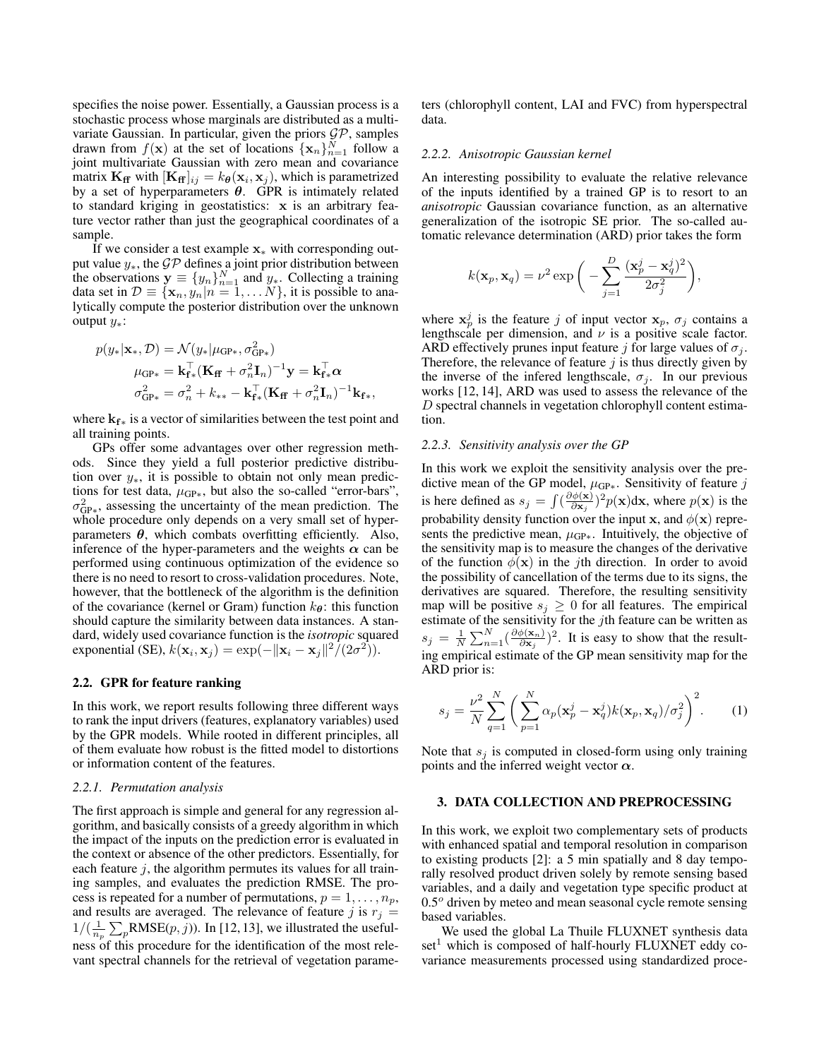specifies the noise power. Essentially, a Gaussian process is a stochastic process whose marginals are distributed as a multivariate Gaussian. In particular, given the priors $\mathcal{GP}$, samples drawn from $f(\mathbf{x})$ at the set of locations $\{\mathbf{x}_n\}_{n=1}^N$ follow a joint multivariate Gaussian with zero mean and covariance matrix $\mathbf{K_{ff}}$ with $[\mathbf{K_{ff}}]_{ij} = k_{\boldsymbol{\theta}}(\mathbf{x}_i, \mathbf{x}_j)$, which is parametrized by a set of hyperparameters $\boldsymbol{\theta}$. GPR is intimately related to standard kriging in geostatistics: $\mathbf{x}$ is an arbitrary feature vector rather than just the geographical coordinates of a sample.

If we consider a test example $\mathbf{x}_*$ with corresponding output value $y_*$, the $\mathcal{GP}$ defines a joint prior distribution between the observations $\mathbf{y} \equiv \{y_n\}_{n=1}^N$ and $y_*$. Collecting a training data set in $\mathcal{D} \equiv \{\mathbf{x}_n, y_n | n = 1, \ldots N\}$, it is possible to analytically compute the posterior distribution over the unknown output $y_*$:

$$
\begin{aligned}
p(y_*|\mathbf{x}_*, \mathcal{D}) &= \mathcal{N}(y_*|\mu_{\text{GP}*}, \sigma^2_{\text{GP}*}) \\
\mu_{\text{GP}*} &= \mathbf{k}_{\mathbf{f}*}^\top (\mathbf{K_{ff}} + \sigma_n^2 \mathbf{I}_n)^{-1} \mathbf{y} = \mathbf{k}_{\mathbf{f}*}^\top \boldsymbol{\alpha} \\
\sigma^2_{\text{GP}*} &= \sigma_n^2 + k_{**} - \mathbf{k}_{\mathbf{f}*}^\top (\mathbf{K_{ff}} + \sigma_n^2 \mathbf{I}_n)^{-1} \mathbf{k}_{\mathbf{f}*},
\end{aligned}
$$

where $\mathbf{k}_{\mathbf{f}*}$ is a vector of similarities between the test point and all training points.

GPs offer some advantages over other regression methods. Since they yield a full posterior predictive distribution over $y_*$, it is possible to obtain not only mean predictions for test data, $\mu_{\text{GP}*}$, but also the so-called "error-bars", $\sigma^2_{\text{GP}*}$, assessing the uncertainty of the mean prediction. The whole procedure only depends on a very small set of hyperparameters $\boldsymbol{\theta}$, which combats overfitting efficiently. Also, inference of the hyper-parameters and the weights $\boldsymbol{\alpha}$ can be performed using continuous optimization of the evidence so there is no need to resort to cross-validation procedures. Note, however, that the bottleneck of the algorithm is the definition of the covariance (kernel or Gram) function $k_{\boldsymbol{\theta}}$: this function should capture the similarity between data instances. A standard, widely used covariance function is the *isotropic* squared exponential (SE), $k(\mathbf{x}_i, \mathbf{x}_j) = \exp(-\|\mathbf{x}_i - \mathbf{x}_j\|^2/(2\sigma^2))$.

## 2.2. GPR for feature ranking

In this work, we report results following three different ways to rank the input drivers (features, explanatory variables) used by the GPR models. While rooted in different principles, all of them evaluate how robust is the fitted model to distortions or information content of the features.

### 2.2.1. Permutation analysis

The first approach is simple and general for any regression algorithm, and basically consists of a greedy algorithm in which the impact of the inputs on the prediction error is evaluated in the context or absence of the other predictors. Essentially, for each feature $j$, the algorithm permutes its values for all training samples, and evaluates the prediction RMSE. The process is repeated for a number of permutations, $p = 1, \ldots, n_p$, and results are averaged. The relevance of feature $j$ is $r_j = 1/(\frac{1}{n_p}\sum_p \text{RMSE}(p, j))$. In [12, 13], we illustrated the usefulness of this procedure for the identification of the most relevant spectral channels for the retrieval of vegetation parameters (chlorophyll content, LAI and FVC) from hyperspectral data.

### 2.2.2. Anisotropic Gaussian kernel

An interesting possibility to evaluate the relative relevance of the inputs identified by a trained GP is to resort to an *anisotropic* Gaussian covariance function, as an alternative generalization of the isotropic SE prior. The so-called automatic relevance determination (ARD) prior takes the form

$$
k(\mathbf{x}_p, \mathbf{x}_q) = \nu^2 \exp\bigg(-\sum_{j=1}^{D} \frac{(\mathbf{x}_p^j - \mathbf{x}_q^j)^2}{2\sigma_j^2}\bigg),
$$

where $\mathbf{x}_p^j$ is the feature $j$ of input vector $\mathbf{x}_p$, $\sigma_j$ contains a lengthscale per dimension, and $\nu$ is a positive scale factor. ARD effectively prunes input feature $j$ for large values of $\sigma_j$. Therefore, the relevance of feature $j$ is thus directly given by the inverse of the infered lengthscale, $\sigma_j$. In our previous works [12, 14], ARD was used to assess the relevance of the $D$ spectral channels in vegetation chlorophyll content estimation.

### 2.2.3. Sensitivity analysis over the GP

In this work we exploit the sensitivity analysis over the predictive mean of the GP model, $\mu_{\text{GP}*}$. Sensitivity of feature $j$ is here defined as $s_j = \int (\frac{\partial\phi(\mathbf{x})}{\partial \mathbf{x}_j})^2 p(\mathbf{x}) d\mathbf{x}$, where $p(\mathbf{x})$ is the probability density function over the input $\mathbf{x}$, and $\phi(\mathbf{x})$ represents the predictive mean, $\mu_{\text{GP}*}$. Intuitively, the objective of the sensitivity map is to measure the changes of the derivative of the function $\phi(\mathbf{x})$ in the $j$th direction. In order to avoid the possibility of cancellation of the terms due to its signs, the derivatives are squared. Therefore, the resulting sensitivity map will be positive $s_j \geq 0$ for all features. The empirical estimate of the sensitivity for the $j$th feature can be written as $s_j = \frac{1}{N}\sum_{n=1}^N (\frac{\partial\phi(\mathbf{x}_n)}{\partial \mathbf{x}_j})^2$. It is easy to show that the resulting empirical estimate of the GP mean sensitivity map for the ARD prior is:

$$
s_j = \frac{\nu^2}{N} \sum_{q=1}^{N} \bigg( \sum_{p=1}^{N} \alpha_p (\mathbf{x}_p^j - \mathbf{x}_q^j) k(\mathbf{x}_p, \mathbf{x}_q)/\sigma_j^2 \bigg)^2. \qquad (1)
$$

Note that $s_j$ is computed in closed-form using only training points and the inferred weight vector $\boldsymbol{\alpha}$.

## 3. DATA COLLECTION AND PREPROCESSING

In this work, we exploit two complementary sets of products with enhanced spatial and temporal resolution in comparison to existing products [2]: a 5 min spatially and 8 day temporally resolved product driven solely by remote sensing based variables, and a daily and vegetation type specific product at $0.5^o$ driven by meteo and mean seasonal cycle remote sensing based variables.

We used the global La Thuile FLUXNET synthesis data set[1] which is composed of half-hourly FLUXNET eddy covariance measurements processed using standardized proce-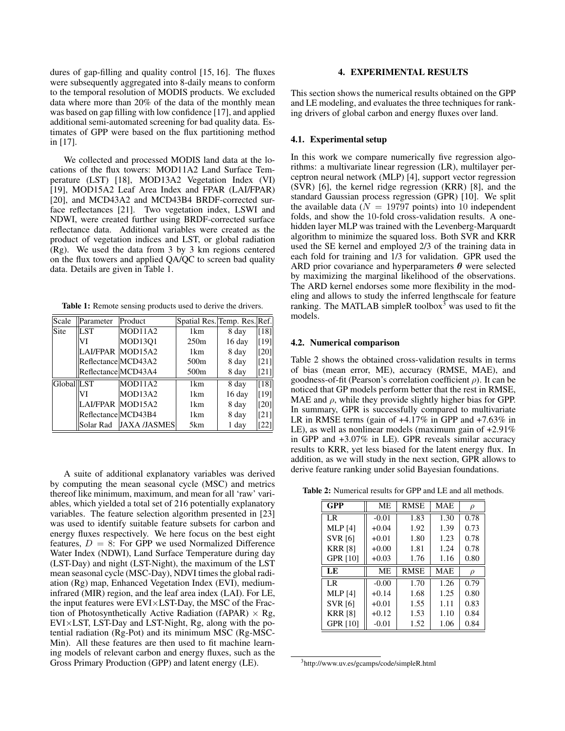dures of gap-filling and quality control [15, 16]. The fluxes were subsequently aggregated into 8-daily means to conform to the temporal resolution of MODIS products. We excluded data where more than 20% of the data of the monthly mean was based on gap filling with low confidence [17], and applied additional semi-automated screening for bad quality data. Estimates of GPP were based on the flux partitioning method in [17].

We collected and processed MODIS land data at the locations of the flux towers: MOD11A2 Land Surface Temperature (LST) [18], MOD13A2 Vegetation Index (VI) [19], MOD15A2 Leaf Area Index and FPAR (LAI/FPAR) [20], and MCD43A2 and MCD43B4 BRDF-corrected surface reflectances [21]. Two vegetation index, LSWI and NDWI, were created further using BRDF-corrected surface reflectance data. Additional variables were created as the product of vegetation indices and LST, or global radiation (Rg). We used the data from 3 by 3 km regions centered on the flux towers and applied QA/QC to screen bad quality data. Details are given in Table 1.

**Table 1:** Remote sensing products used to derive the drivers.

| Scale | Parameter | Product | Spatial Res. | Temp. Res. | Ref. |
|---|---|---|---|---|---|
| Site | LST | MOD11A2 | 1km | 8 day | [18] |
| | VI | MOD13Q1 | 250m | 16 day | [19] |
| | LAI/FPAR | MOD15A2 | 1km | 8 day | [20] |
| | Reflectance | MCD43A2 | 500m | 8 day | [21] |
| | Reflectance | MCD43A4 | 500m | 8 day | [21] |
| Global | LST | MOD11A2 | 1km | 8 day | [18] |
| | VI | MOD13A2 | 1km | 16 day | [19] |
| | LAI/FPAR | MOD15A2 | 1km | 8 day | [20] |
| | Reflectance | MCD43B4 | 1km | 8 day | [21] |
| | Solar Rad | JAXA /JASMES | 5km | 1 day | [22] |

A suite of additional explanatory variables was derived by computing the mean seasonal cycle (MSC) and metrics thereof like minimum, maximum, and mean for all 'raw' variables, which yielded a total set of 216 potentially explanatory variables. The feature selection algorithm presented in [23] was used to identify suitable feature subsets for carbon and energy fluxes respectively. We here focus on the best eight features, $D = 8$: For GPP we used Normalized Difference Water Index (NDWI), Land Surface Temperature during day (LST-Day) and night (LST-Night), the maximum of the LST mean seasonal cycle (MSC-Day), NDVI times the global radiation (Rg) map, Enhanced Vegetation Index (EVI), medium-infrared (MIR) region, and the leaf area index (LAI). For LE, the input features were EVI$\times$LST-Day, the MSC of the Fraction of Photosynthetically Active Radiation (fAPAR) $\times$ Rg, EVI$\times$LST, LST-Day and LST-Night, Rg, along with the potential radiation (Rg-Pot) and its minimum MSC (Rg-MSC-Min). All these features are then used to fit machine learning models of relevant carbon and energy fluxes, such as the Gross Primary Production (GPP) and latent energy (LE).

## 4. EXPERIMENTAL RESULTS

This section shows the numerical results obtained on the GPP and LE modeling, and evaluates the three techniques for ranking drivers of global carbon and energy fluxes over land.

### 4.1. Experimental setup

In this work we compare numerically five regression algorithms: a multivariate linear regression (LR), multilayer perceptron neural network (MLP) [4], support vector regression (SVR) [6], the kernel ridge regression (KRR) [8], and the standard Gaussian process regression (GPR) [10]. We split the available data ($N = 19797$ points) into 10 independent folds, and show the 10-fold cross-validation results. A one-hidden layer MLP was trained with the Levenberg-Marquardt algorithm to minimize the squared loss. Both SVR and KRR used the SE kernel and employed 2/3 of the training data in each fold for training and 1/3 for validation. GPR used the ARD prior covariance and hyperparameters $\boldsymbol{\theta}$ were selected by maximizing the marginal likelihood of the observations. The ARD kernel endorses some more flexibility in the modeling and allows to study the inferred lengthscale for feature ranking. The MATLAB simpleR toolbox[3] was used to fit the models.

### 4.2. Numerical comparison

Table 2 shows the obtained cross-validation results in terms of bias (mean error, ME), accuracy (RMSE, MAE), and goodness-of-fit (Pearson's correlation coefficient $\rho$). It can be noticed that GP models perform better that the rest in RMSE, MAE and $\rho$, while they provide slightly higher bias for GPP. In summary, GPR is successfully compared to multivariate LR in RMSE terms (gain of +4.17% in GPP and +7.63% in LE), as well as nonlinear models (maximum gain of +2.91% in GPP and +3.07% in LE). GPR reveals similar accuracy results to KRR, yet less biased for the latent energy flux. In addition, as we will study in the next section, GPR allows to derive feature ranking under solid Bayesian foundations.

**Table 2:** Numerical results for GPP and LE and all methods.

| **GPP** | ME | RMSE | MAE | $\rho$ |
|---|---|---|---|---|
| LR | -0.01 | 1.83 | 1.30 | 0.78 |
| MLP [4] | +0.04 | 1.92 | 1.39 | 0.73 |
| SVR [6] | +0.01 | 1.80 | 1.23 | 0.78 |
| KRR [8] | +0.00 | 1.81 | 1.24 | 0.78 |
| GPR [10] | +0.03 | 1.76 | 1.16 | 0.80 |
| **LE** | ME | RMSE | MAE | $\rho$ |
| LR | -0.00 | 1.70 | 1.26 | 0.79 |
| MLP [4] | +0.14 | 1.68 | 1.25 | 0.80 |
| SVR [6] | +0.01 | 1.55 | 1.11 | 0.83 |
| KRR [8] | +0.12 | 1.53 | 1.10 | 0.84 |
| GPR [10] | -0.01 | 1.52 | 1.06 | 0.84 |

[3]http://www.uv.es/gcamps/code/simpleR.html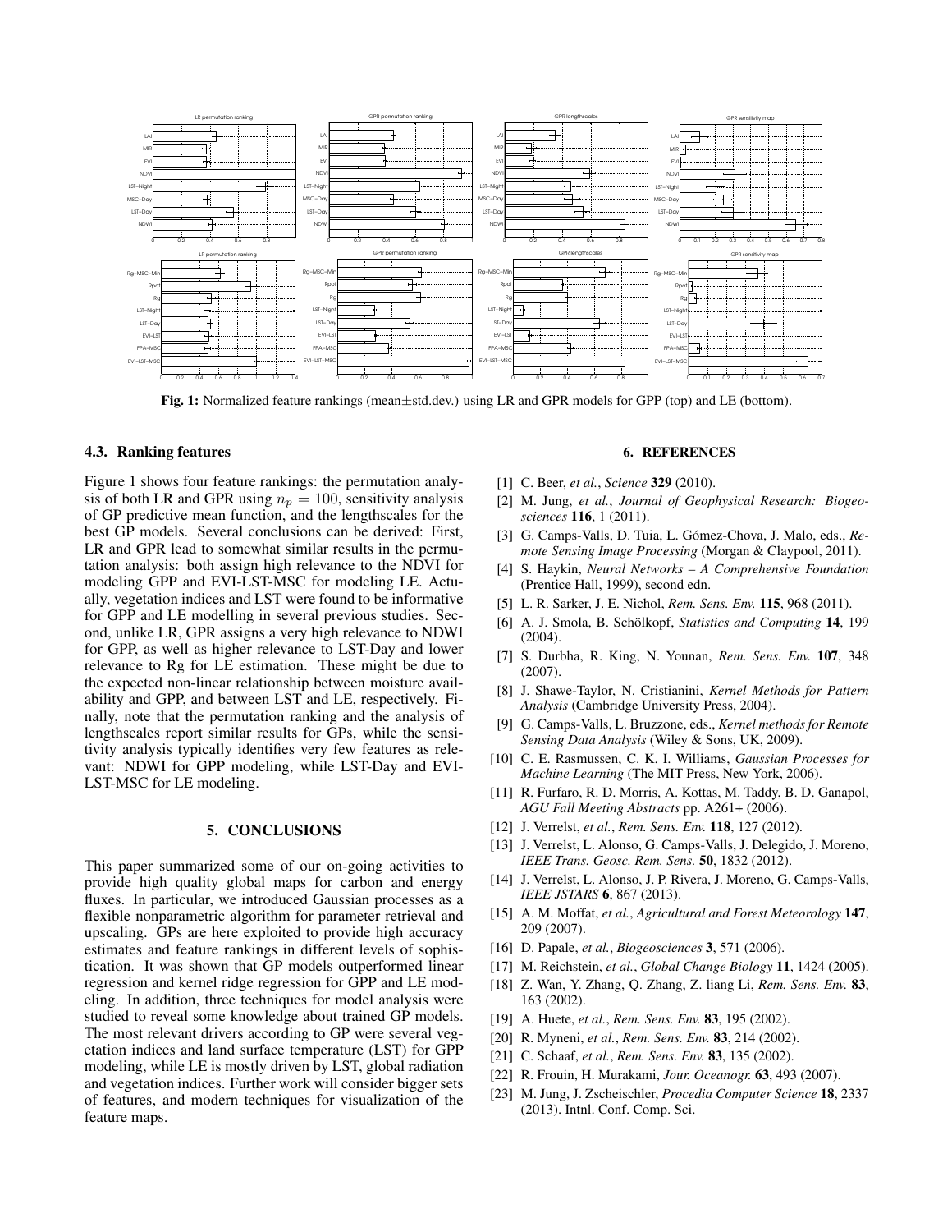LR permutation ranking

LAI
MIR
EVI
NDVI
LST-Night
MSC-Day
LST-Day
NDWI

0 0.2 0.4 0.6 0.8 1

GPR permutation ranking

LAI
MIR
EVI
NDVI
LST-Night
MSC-Day
LST-Day
NDWI

0 0.2 0.4 0.6 0.8

GPR lengthscales

LAI
MIR
EVI
NDVI
LST-Night
MSC-Day
LST-Day
NDWI

0 0.2 0.4 0.6 0.8

GPR sensitivity map

LAI
MIR
EVI
NDVI
LST-Night
MSC-Day
LST-Day
NDWI

0 0.1 0.2 0.3 0.4 0.5 0.6 0.7 0.8

LR permutation ranking

Rg-MSC-Min
Rpot
Rg
LST-Night
LST-Day
EVI-LST
FPA-MSC
EVI-LST-MSC

0 0.2 0.4 0.6 0.8 1 1.2 1.4

GPR permutation ranking

Rg-MSC-Min
Rpot
Rg
LST-Night
LST-Day
EVI-LST
FPA-MSC
EVI-LST-MSC

0 0.2 0.4 0.6 0.8 1

GPR lengthscales

Rg-MSC-Min
Rpot
Rg
LST-Night
LST-Day
EVI-LST
FPA-MSC
EVI-LST-MSC

0 0.2 0.4 0.6 0.8 1

GPR sensitivity map

Rg-MSC-Min
Rpot
Rg
LST-Night
LST-Day
EVI-LST
FPA-MSC
EVI-LST-MSC

0 0.1 0.2 0.3 0.4 0.5 0.6 0.7

**Fig. 1:** Normalized feature rankings (mean±std.dev.) using LR and GPR models for GPP (top) and LE (bottom).

### 4.3. Ranking features

Figure 1 shows four feature rankings: the permutation analysis of both LR and GPR using $n_p = 100$, sensitivity analysis of GP predictive mean function, and the lengthscales for the best GP models. Several conclusions can be derived: First, LR and GPR lead to somewhat similar results in the permutation analysis: both assign high relevance to the NDVI for modeling GPP and EVI-LST-MSC for modeling LE. Actually, vegetation indices and LST were found to be informative for GPP and LE modelling in several previous studies. Second, unlike LR, GPR assigns a very high relevance to NDWI for GPP, as well as higher relevance to LST-Day and lower relevance to Rg for LE estimation. These might be due to the expected non-linear relationship between moisture availability and GPP, and between LST and LE, respectively. Finally, note that the permutation ranking and the analysis of lengthscales report similar results for GPs, while the sensitivity analysis typically identifies very few features as relevant: NDWI for GPP modeling, while LST-Day and EVI-LST-MSC for LE modeling.

## 5. CONCLUSIONS

This paper summarized some of our on-going activities to provide high quality global maps for carbon and energy fluxes. In particular, we introduced Gaussian processes as a flexible nonparametric algorithm for parameter retrieval and upscaling. GPs are here exploited to provide high accuracy estimates and feature rankings in different levels of sophistication. It was shown that GP models outperformed linear regression and kernel ridge regression for GPP and LE modeling. In addition, three techniques for model analysis were studied to reveal some knowledge about trained GP models. The most relevant drivers according to GP were several vegetation indices and land surface temperature (LST) for GPP modeling, while LE is mostly driven by LST, global radiation and vegetation indices. Further work will consider bigger sets of features, and modern techniques for visualization of the feature maps.

## 6. REFERENCES

[1] C. Beer, *et al.*, *Science* **329** (2010).

[2] M. Jung, *et al.*, *Journal of Geophysical Research: Biogeosciences* **116**, 1 (2011).

[3] G. Camps-Valls, D. Tuia, L. Gómez-Chova, J. Malo, eds., *Remote Sensing Image Processing* (Morgan & Claypool, 2011).

[4] S. Haykin, *Neural Networks – A Comprehensive Foundation* (Prentice Hall, 1999), second edn.

[5] L. R. Sarker, J. E. Nichol, *Rem. Sens. Env.* **115**, 968 (2011).

[6] A. J. Smola, B. Schölkopf, *Statistics and Computing* **14**, 199 (2004).

[7] S. Durbha, R. King, N. Younan, *Rem. Sens. Env.* **107**, 348 (2007).

[8] J. Shawe-Taylor, N. Cristianini, *Kernel Methods for Pattern Analysis* (Cambridge University Press, 2004).

[9] G. Camps-Valls, L. Bruzzone, eds., *Kernel methods for Remote Sensing Data Analysis* (Wiley & Sons, UK, 2009).

[10] C. E. Rasmussen, C. K. I. Williams, *Gaussian Processes for Machine Learning* (The MIT Press, New York, 2006).

[11] R. Furfaro, R. D. Morris, A. Kottas, M. Taddy, B. D. Ganapol, *AGU Fall Meeting Abstracts* pp. A261+ (2006).

[12] J. Verrelst, *et al.*, *Rem. Sens. Env.* **118**, 127 (2012).

[13] J. Verrelst, L. Alonso, G. Camps-Valls, J. Delegido, J. Moreno, *IEEE Trans. Geosc. Rem. Sens.* **50**, 1832 (2012).

[14] J. Verrelst, L. Alonso, J. P. Rivera, J. Moreno, G. Camps-Valls, *IEEE JSTARS* **6**, 867 (2013).

[15] A. M. Moffat, *et al.*, *Agricultural and Forest Meteorology* **147**, 209 (2007).

[16] D. Papale, *et al.*, *Biogeosciences* **3**, 571 (2006).

[17] M. Reichstein, *et al.*, *Global Change Biology* **11**, 1424 (2005).

[18] Z. Wan, Y. Zhang, Q. Zhang, Z. liang Li, *Rem. Sens. Env.* **83**, 163 (2002).

[19] A. Huete, *et al.*, *Rem. Sens. Env.* **83**, 195 (2002).

[20] R. Myneni, *et al.*, *Rem. Sens. Env.* **83**, 214 (2002).

[21] C. Schaaf, *et al.*, *Rem. Sens. Env.* **83**, 135 (2002).

[22] R. Frouin, H. Murakami, *Jour. Oceanogr.* **63**, 493 (2007).

[23] M. Jung, J. Zscheischler, *Procedia Computer Science* **18**, 2337 (2013). Intnl. Conf. Comp. Sci.